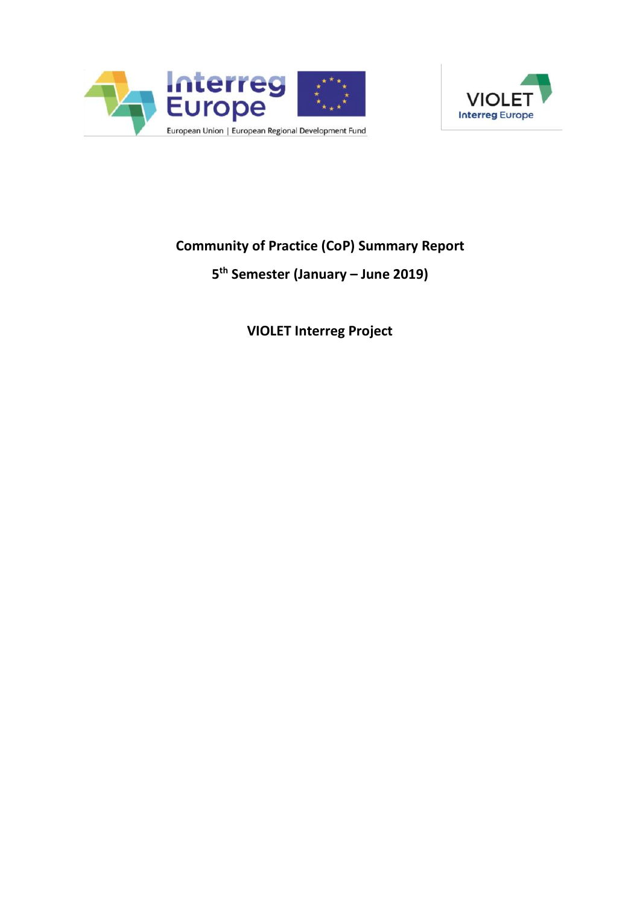# Community of Practice (CoP) Summary Report

## 5th Semester (January – June 2019)

## VIOLET Interreg Project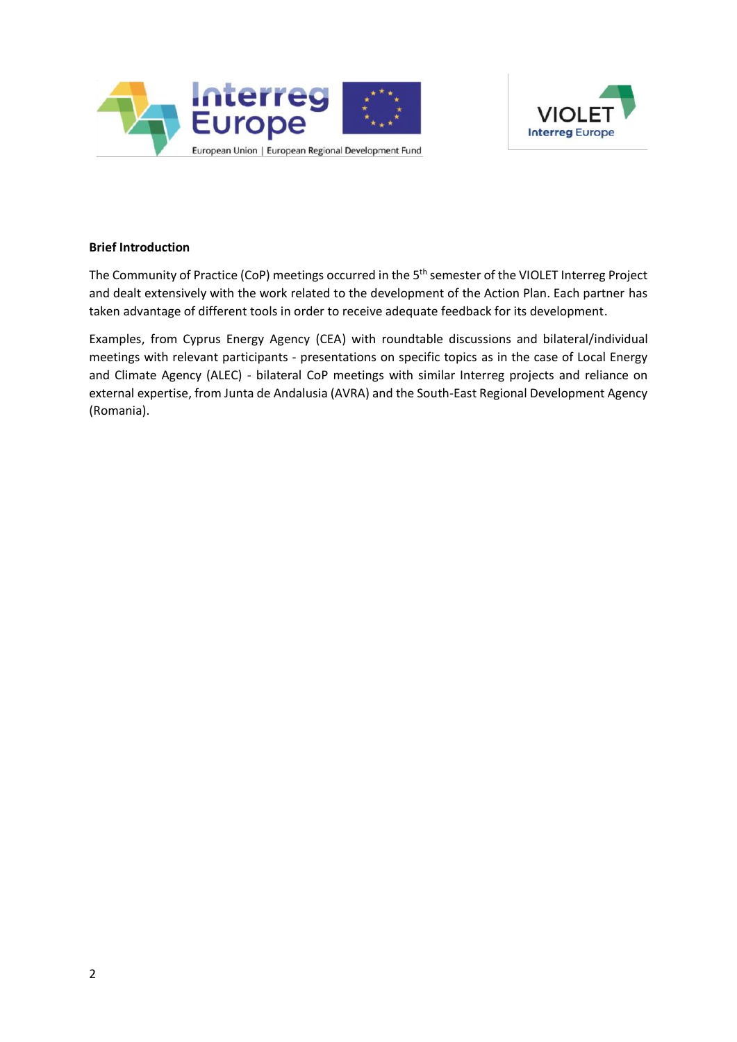**Brief Introduction**

The Community of Practice (CoP) meetings occurred in the 5th semester of the VIOLET Interreg Project and dealt extensively with the work related to the development of the Action Plan. Each partner has taken advantage of different tools in order to receive adequate feedback for its development.

Examples, from Cyprus Energy Agency (CEA) with roundtable discussions and bilateral/individual meetings with relevant participants - presentations on specific topics as in the case of Local Energy and Climate Agency (ALEC) - bilateral CoP meetings with similar Interreg projects and reliance on external expertise, from Junta de Andalusia (AVRA) and the South-East Regional Development Agency (Romania).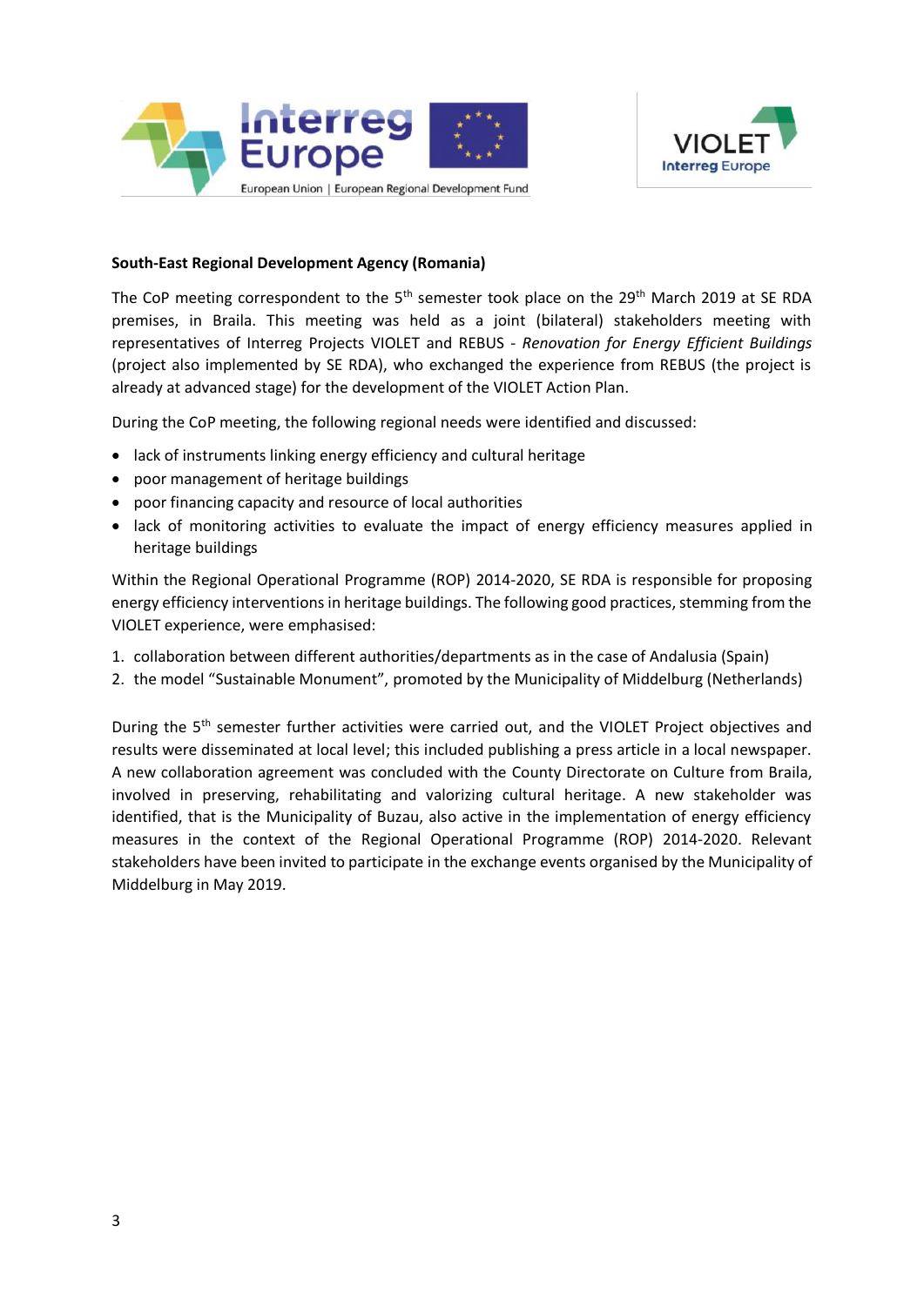**South-East Regional Development Agency (Romania)**

The CoP meeting correspondent to the 5th semester took place on the 29th March 2019 at SE RDA premises, in Braila. This meeting was held as a joint (bilateral) stakeholders meeting with representatives of Interreg Projects VIOLET and REBUS - *Renovation for Energy Efficient Buildings* (project also implemented by SE RDA), who exchanged the experience from REBUS (the project is already at advanced stage) for the development of the VIOLET Action Plan.

During the CoP meeting, the following regional needs were identified and discussed:

- lack of instruments linking energy efficiency and cultural heritage
- poor management of heritage buildings
- poor financing capacity and resource of local authorities
- lack of monitoring activities to evaluate the impact of energy efficiency measures applied in heritage buildings

Within the Regional Operational Programme (ROP) 2014-2020, SE RDA is responsible for proposing energy efficiency interventions in heritage buildings. The following good practices, stemming from the VIOLET experience, were emphasised:

1. collaboration between different authorities/departments as in the case of Andalusia (Spain)
2. the model "Sustainable Monument", promoted by the Municipality of Middelburg (Netherlands)

During the 5th semester further activities were carried out, and the VIOLET Project objectives and results were disseminated at local level; this included publishing a press article in a local newspaper. A new collaboration agreement was concluded with the County Directorate on Culture from Braila, involved in preserving, rehabilitating and valorizing cultural heritage. A new stakeholder was identified, that is the Municipality of Buzau, also active in the implementation of energy efficiency measures in the context of the Regional Operational Programme (ROP) 2014-2020. Relevant stakeholders have been invited to participate in the exchange events organised by the Municipality of Middelburg in May 2019.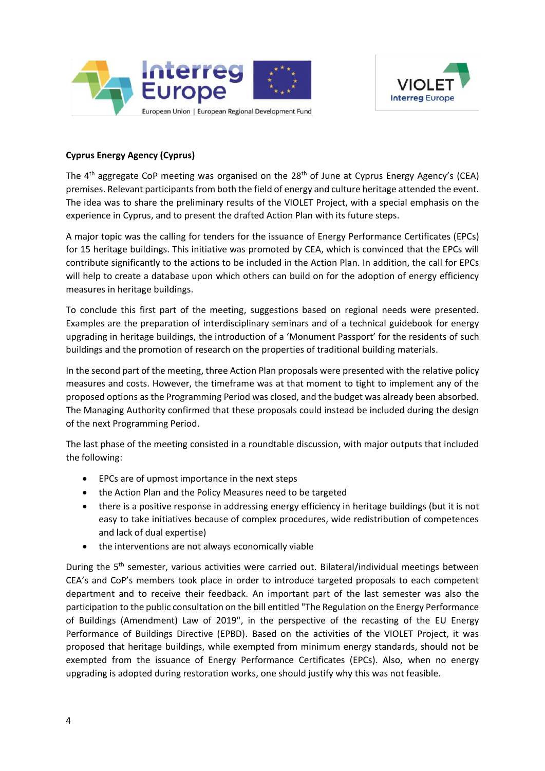**Cyprus Energy Agency (Cyprus)**

The 4th aggregate CoP meeting was organised on the 28th of June at Cyprus Energy Agency's (CEA) premises. Relevant participants from both the field of energy and culture heritage attended the event. The idea was to share the preliminary results of the VIOLET Project, with a special emphasis on the experience in Cyprus, and to present the drafted Action Plan with its future steps.

A major topic was the calling for tenders for the issuance of Energy Performance Certificates (EPCs) for 15 heritage buildings. This initiative was promoted by CEA, which is convinced that the EPCs will contribute significantly to the actions to be included in the Action Plan. In addition, the call for EPCs will help to create a database upon which others can build on for the adoption of energy efficiency measures in heritage buildings.

To conclude this first part of the meeting, suggestions based on regional needs were presented. Examples are the preparation of interdisciplinary seminars and of a technical guidebook for energy upgrading in heritage buildings, the introduction of a 'Monument Passport' for the residents of such buildings and the promotion of research on the properties of traditional building materials.

In the second part of the meeting, three Action Plan proposals were presented with the relative policy measures and costs. However, the timeframe was at that moment to tight to implement any of the proposed options as the Programming Period was closed, and the budget was already been absorbed. The Managing Authority confirmed that these proposals could instead be included during the design of the next Programming Period.

The last phase of the meeting consisted in a roundtable discussion, with major outputs that included the following:

- EPCs are of upmost importance in the next steps
- the Action Plan and the Policy Measures need to be targeted
- there is a positive response in addressing energy efficiency in heritage buildings (but it is not easy to take initiatives because of complex procedures, wide redistribution of competences and lack of dual expertise)
- the interventions are not always economically viable

During the 5th semester, various activities were carried out. Bilateral/individual meetings between CEA's and CoP's members took place in order to introduce targeted proposals to each competent department and to receive their feedback. An important part of the last semester was also the participation to the public consultation on the bill entitled "The Regulation on the Energy Performance of Buildings (Amendment) Law of 2019", in the perspective of the recasting of the EU Energy Performance of Buildings Directive (EPBD). Based on the activities of the VIOLET Project, it was proposed that heritage buildings, while exempted from minimum energy standards, should not be exempted from the issuance of Energy Performance Certificates (EPCs). Also, when no energy upgrading is adopted during restoration works, one should justify why this was not feasible.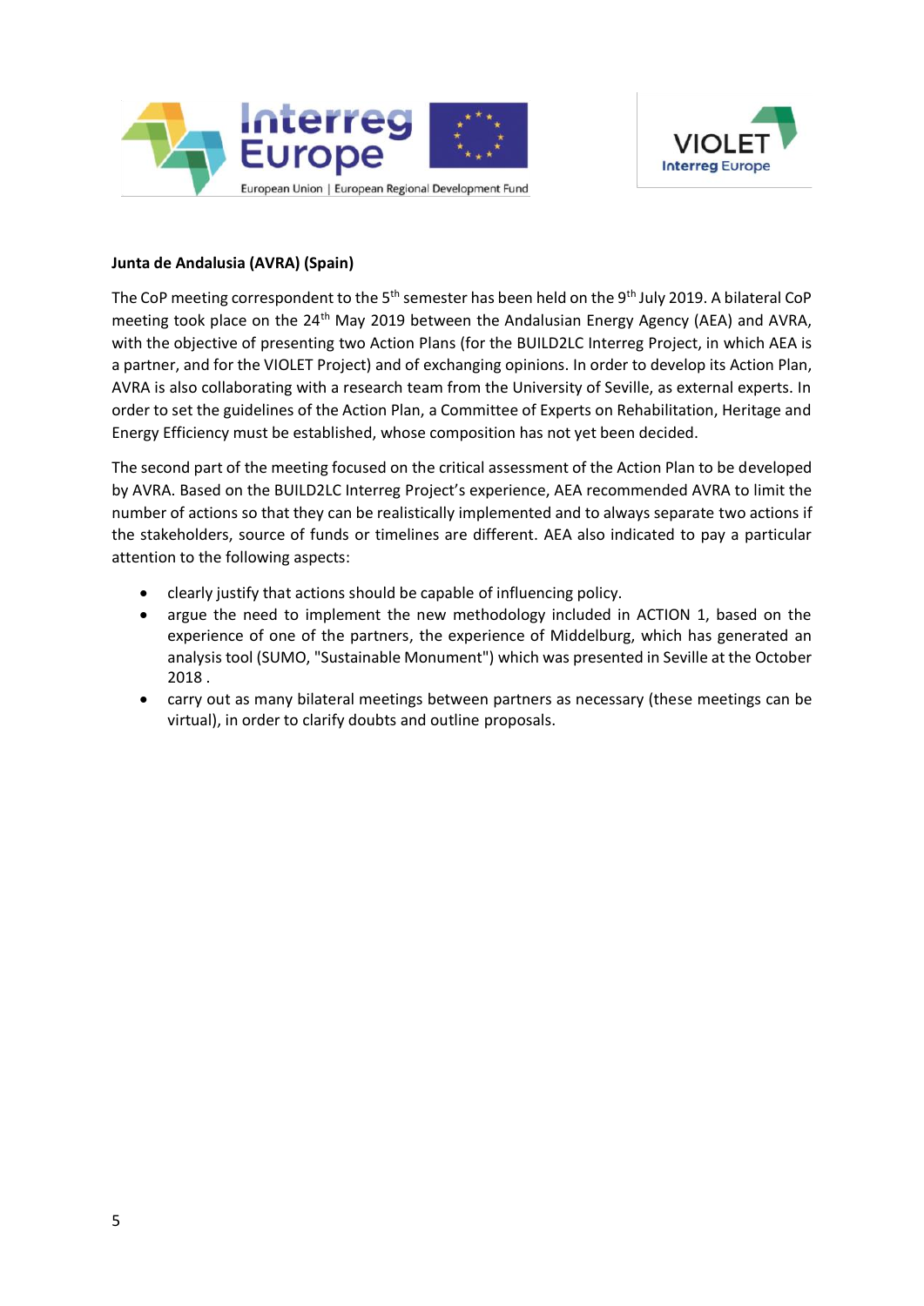**Junta de Andalusia (AVRA) (Spain)**

The CoP meeting correspondent to the 5th semester has been held on the 9th July 2019. A bilateral CoP meeting took place on the 24th May 2019 between the Andalusian Energy Agency (AEA) and AVRA, with the objective of presenting two Action Plans (for the BUILD2LC Interreg Project, in which AEA is a partner, and for the VIOLET Project) and of exchanging opinions. In order to develop its Action Plan, AVRA is also collaborating with a research team from the University of Seville, as external experts. In order to set the guidelines of the Action Plan, a Committee of Experts on Rehabilitation, Heritage and Energy Efficiency must be established, whose composition has not yet been decided.

The second part of the meeting focused on the critical assessment of the Action Plan to be developed by AVRA. Based on the BUILD2LC Interreg Project's experience, AEA recommended AVRA to limit the number of actions so that they can be realistically implemented and to always separate two actions if the stakeholders, source of funds or timelines are different. AEA also indicated to pay a particular attention to the following aspects:

- clearly justify that actions should be capable of influencing policy.
- argue the need to implement the new methodology included in ACTION 1, based on the experience of one of the partners, the experience of Middelburg, which has generated an analysis tool (SUMO, "Sustainable Monument") which was presented in Seville at the October 2018 .
- carry out as many bilateral meetings between partners as necessary (these meetings can be virtual), in order to clarify doubts and outline proposals.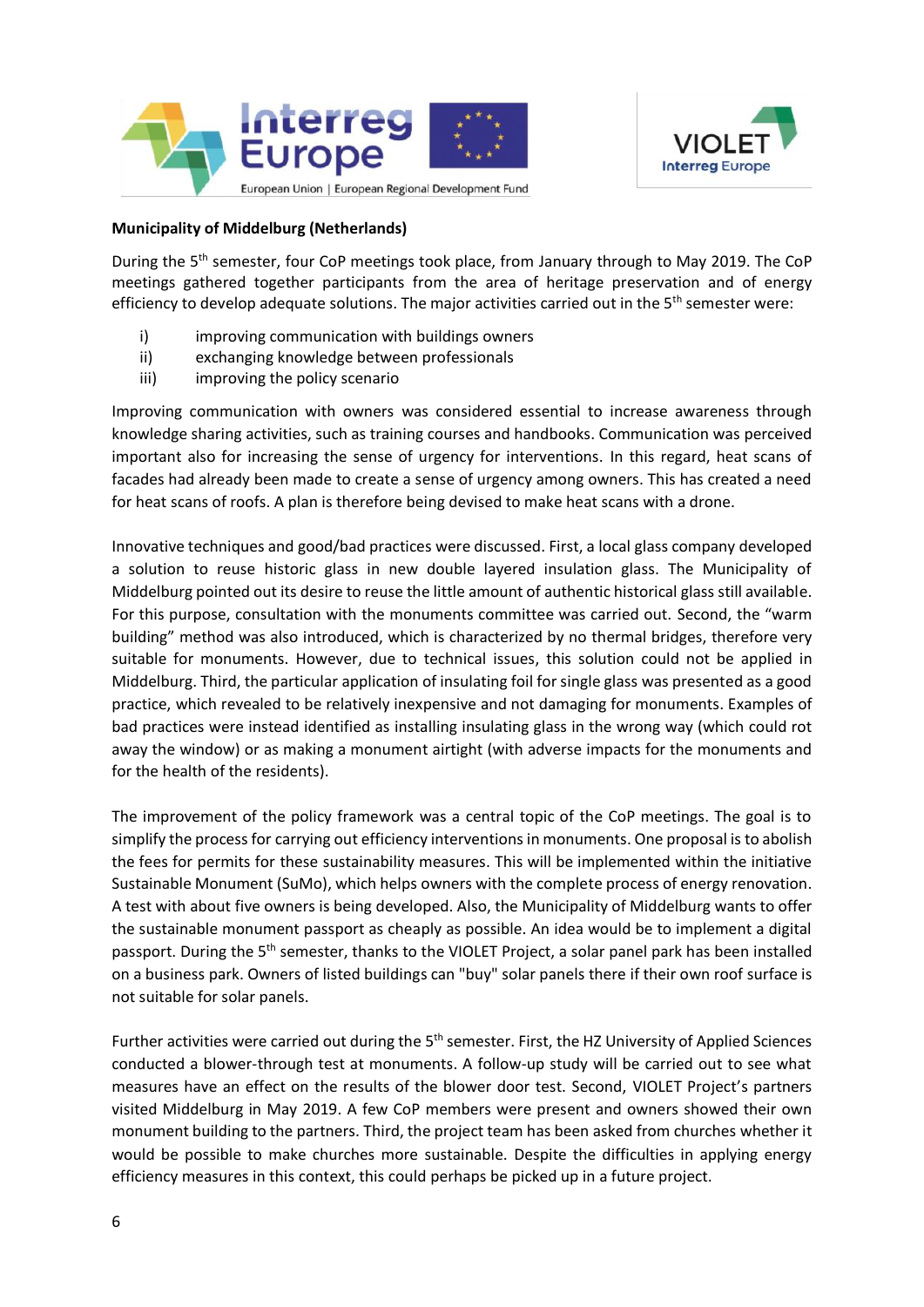**Municipality of Middelburg (Netherlands)**

During the 5th semester, four CoP meetings took place, from January through to May 2019. The CoP meetings gathered together participants from the area of heritage preservation and of energy efficiency to develop adequate solutions. The major activities carried out in the 5th semester were:

i) improving communication with buildings owners
ii) exchanging knowledge between professionals
iii) improving the policy scenario

Improving communication with owners was considered essential to increase awareness through knowledge sharing activities, such as training courses and handbooks. Communication was perceived important also for increasing the sense of urgency for interventions. In this regard, heat scans of facades had already been made to create a sense of urgency among owners. This has created a need for heat scans of roofs. A plan is therefore being devised to make heat scans with a drone.

Innovative techniques and good/bad practices were discussed. First, a local glass company developed a solution to reuse historic glass in new double layered insulation glass. The Municipality of Middelburg pointed out its desire to reuse the little amount of authentic historical glass still available. For this purpose, consultation with the monuments committee was carried out. Second, the "warm building" method was also introduced, which is characterized by no thermal bridges, therefore very suitable for monuments. However, due to technical issues, this solution could not be applied in Middelburg. Third, the particular application of insulating foil for single glass was presented as a good practice, which revealed to be relatively inexpensive and not damaging for monuments. Examples of bad practices were instead identified as installing insulating glass in the wrong way (which could rot away the window) or as making a monument airtight (with adverse impacts for the monuments and for the health of the residents).

The improvement of the policy framework was a central topic of the CoP meetings. The goal is to simplify the process for carrying out efficiency interventions in monuments. One proposal is to abolish the fees for permits for these sustainability measures. This will be implemented within the initiative Sustainable Monument (SuMo), which helps owners with the complete process of energy renovation. A test with about five owners is being developed. Also, the Municipality of Middelburg wants to offer the sustainable monument passport as cheaply as possible. An idea would be to implement a digital passport. During the 5th semester, thanks to the VIOLET Project, a solar panel park has been installed on a business park. Owners of listed buildings can "buy" solar panels there if their own roof surface is not suitable for solar panels.

Further activities were carried out during the 5th semester. First, the HZ University of Applied Sciences conducted a blower-through test at monuments. A follow-up study will be carried out to see what measures have an effect on the results of the blower door test. Second, VIOLET Project's partners visited Middelburg in May 2019. A few CoP members were present and owners showed their own monument building to the partners. Third, the project team has been asked from churches whether it would be possible to make churches more sustainable. Despite the difficulties in applying energy efficiency measures in this context, this could perhaps be picked up in a future project.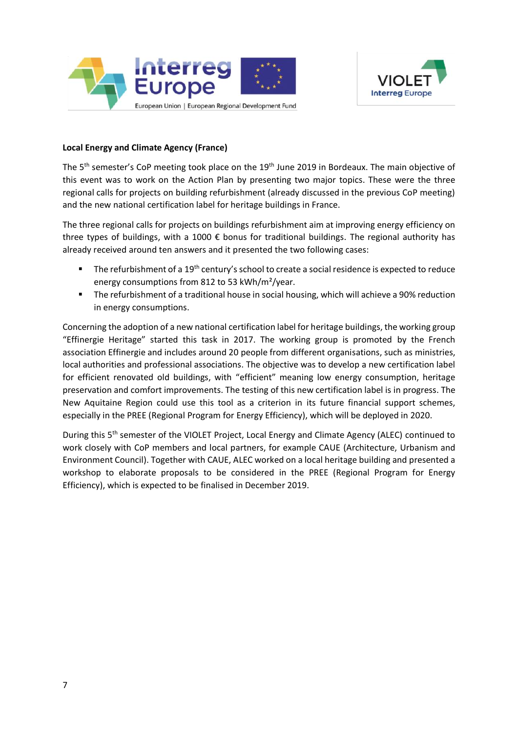**Local Energy and Climate Agency (France)**

The 5th semester's CoP meeting took place on the 19th June 2019 in Bordeaux. The main objective of this event was to work on the Action Plan by presenting two major topics. These were the three regional calls for projects on building refurbishment (already discussed in the previous CoP meeting) and the new national certification label for heritage buildings in France.

The three regional calls for projects on buildings refurbishment aim at improving energy efficiency on three types of buildings, with a 1000 € bonus for traditional buildings. The regional authority has already received around ten answers and it presented the two following cases:

- The refurbishment of a 19th century's school to create a social residence is expected to reduce energy consumptions from 812 to 53 kWh/m²/year.
- The refurbishment of a traditional house in social housing, which will achieve a 90% reduction in energy consumptions.

Concerning the adoption of a new national certification label for heritage buildings, the working group "Effinergie Heritage" started this task in 2017. The working group is promoted by the French association Effinergie and includes around 20 people from different organisations, such as ministries, local authorities and professional associations. The objective was to develop a new certification label for efficient renovated old buildings, with "efficient" meaning low energy consumption, heritage preservation and comfort improvements. The testing of this new certification label is in progress. The New Aquitaine Region could use this tool as a criterion in its future financial support schemes, especially in the PREE (Regional Program for Energy Efficiency), which will be deployed in 2020.

During this 5th semester of the VIOLET Project, Local Energy and Climate Agency (ALEC) continued to work closely with CoP members and local partners, for example CAUE (Architecture, Urbanism and Environment Council). Together with CAUE, ALEC worked on a local heritage building and presented a workshop to elaborate proposals to be considered in the PREE (Regional Program for Energy Efficiency), which is expected to be finalised in December 2019.